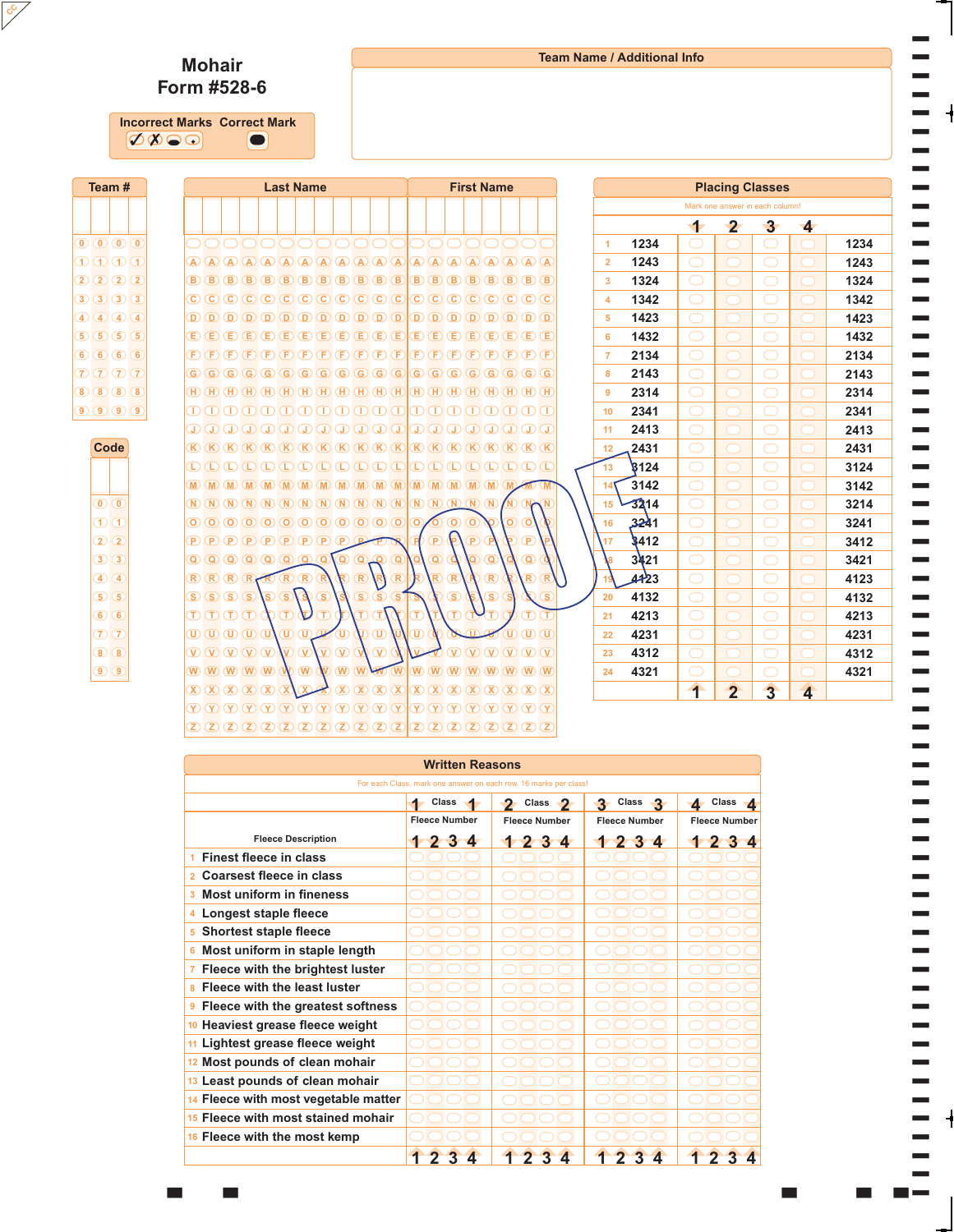# Mohair
# Form #528-6

**Incorrect Marks** ✓ ✗ **Correct Mark**

## Team Name / Additional Info

## Team #

0 1 2 3 4 5 6 7 8 9

## Code

0 1 2 3 4 5 6 7 8 9

## Last Name

## First Name

A B C D E F G H I J K L M N O P Q R S T U V W X Y Z

PROOF

## Placing Classes

Mark one answer in each column!

| | | 1 | 2 | 3 | 4 | |
|---|---|---|---|---|---|---|
| 1 | 1234 | | | | | 1234 |
| 2 | 1243 | | | | | 1243 |
| 3 | 1324 | | | | | 1324 |
| 4 | 1342 | | | | | 1342 |
| 5 | 1423 | | | | | 1423 |
| 6 | 1432 | | | | | 1432 |
| 7 | 2134 | | | | | 2134 |
| 8 | 2143 | | | | | 2143 |
| 9 | 2314 | | | | | 2314 |
| 10 | 2341 | | | | | 2341 |
| 11 | 2413 | | | | | 2413 |
| 12 | 2431 | | | | | 2431 |
| 13 | 3124 | | | | | 3124 |
| 14 | 3142 | | | | | 3142 |
| 15 | 3214 | | | | | 3214 |
| 16 | 3241 | | | | | 3241 |
| 17 | 3412 | | | | | 3412 |
| 18 | 3421 | | | | | 3421 |
| 19 | 4123 | | | | | 4123 |
| 20 | 4132 | | | | | 4132 |
| 21 | 4213 | | | | | 4213 |
| 22 | 4231 | | | | | 4231 |
| 23 | 4312 | | | | | 4312 |
| 24 | 4321 | | | | | 4321 |
| | | 1 | 2 | 3 | 4 | |

## Written Reasons

For each Class, mark one answer on each row. 16 marks per class!

| | Class 1 | Class 2 | Class 3 | Class 4 |
|---|---|---|---|---|
| Fleece Description | Fleece Number 1 2 3 4 | Fleece Number 1 2 3 4 | Fleece Number 1 2 3 4 | Fleece Number 1 2 3 4 |
| 1 Finest fleece in class | | | | |
| 2 Coarsest fleece in class | | | | |
| 3 Most uniform in fineness | | | | |
| 4 Longest staple fleece | | | | |
| 5 Shortest staple fleece | | | | |
| 6 Most uniform in staple length | | | | |
| 7 Fleece with the brightest luster | | | | |
| 8 Fleece with the least luster | | | | |
| 9 Fleece with the greatest softness | | | | |
| 10 Heaviest grease fleece weight | | | | |
| 11 Lightest grease fleece weight | | | | |
| 12 Most pounds of clean mohair | | | | |
| 13 Least pounds of clean mohair | | | | |
| 14 Fleece with most vegetable matter | | | | |
| 15 Fleece with most stained mohair | | | | |
| 16 Fleece with the most kemp | | | | |
| | 1 2 3 4 | 1 2 3 4 | 1 2 3 4 | 1 2 3 4 |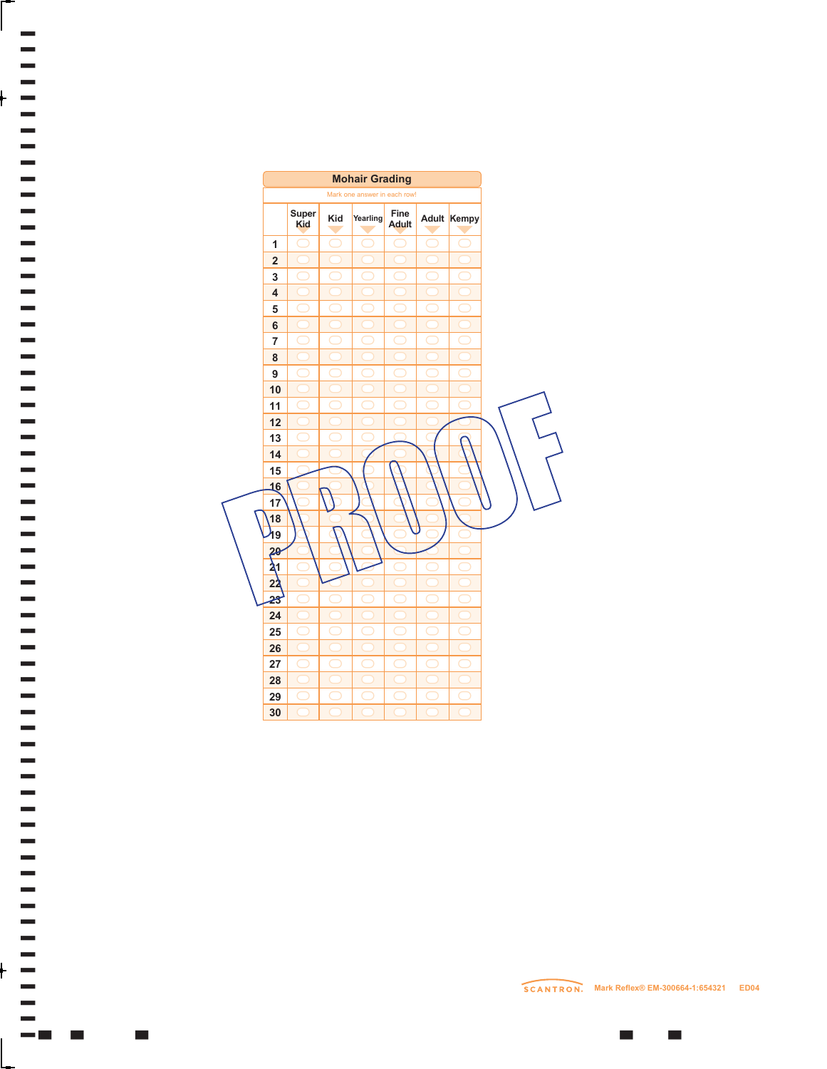## Mohair Grading

Mark one answer in each row!

| | Super Kid | Kid | Yearling | Fine Adult | Adult | Kempy |
|---|---|---|---|---|---|---|
| 1 | | | | | | |
| 2 | | | | | | |
| 3 | | | | | | |
| 4 | | | | | | |
| 5 | | | | | | |
| 6 | | | | | | |
| 7 | | | | | | |
| 8 | | | | | | |
| 9 | | | | | | |
| 10 | | | | | | |
| 11 | | | | | | |
| 12 | | | | | | |
| 13 | | | | | | |
| 14 | | | | | | |
| 15 | | | | | | |
| 16 | | | | | | |
| 17 | | | | | | |
| 18 | | | | | | |
| 19 | | | | | | |
| 20 | | | | | | |
| 21 | | | | | | |
| 22 | | | | | | |
| 23 | | | | | | |
| 24 | | | | | | |
| 25 | | | | | | |
| 26 | | | | | | |
| 27 | | | | | | |
| 28 | | | | | | |
| 29 | | | | | | |
| 30 | | | | | | |

PROOF

SCANTRON. Mark Reflex® EM-300664-1:654321 ED04